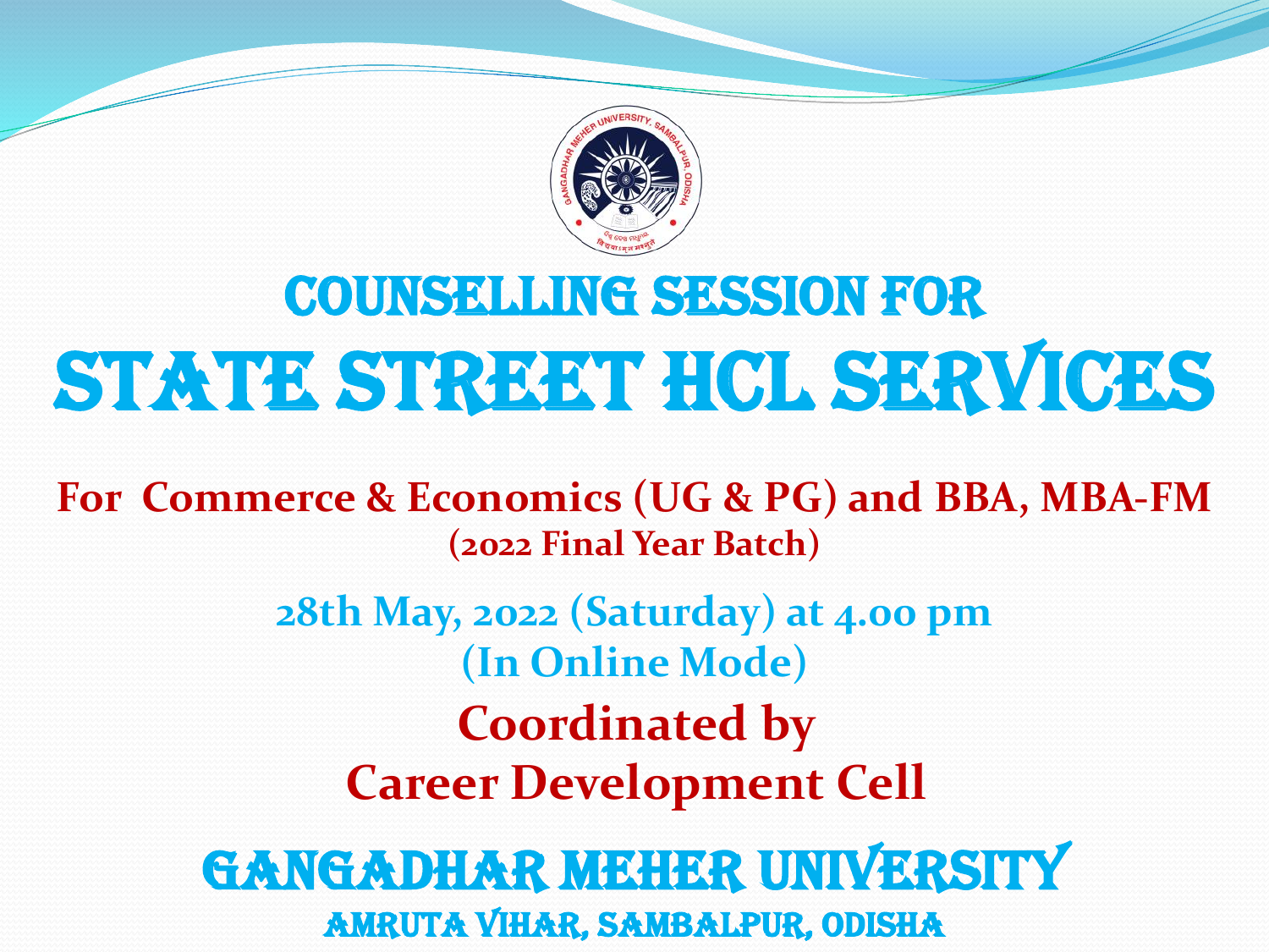# COUNSELLING SESSION FOR

# STATE STREET HCL SERVICES

**For Commerce & Economics (UG & PG) and BBA, MBA-FM**
**(2022 Final Year Batch)**

**28th May, 2022 (Saturday) at 4.00 pm**
**(In Online Mode)**

**Coordinated by**
**Career Development Cell**

## GANGADHAR MEHER UNIVERSITY

### AMRUTA VIHAR, SAMBALPUR, ODISHA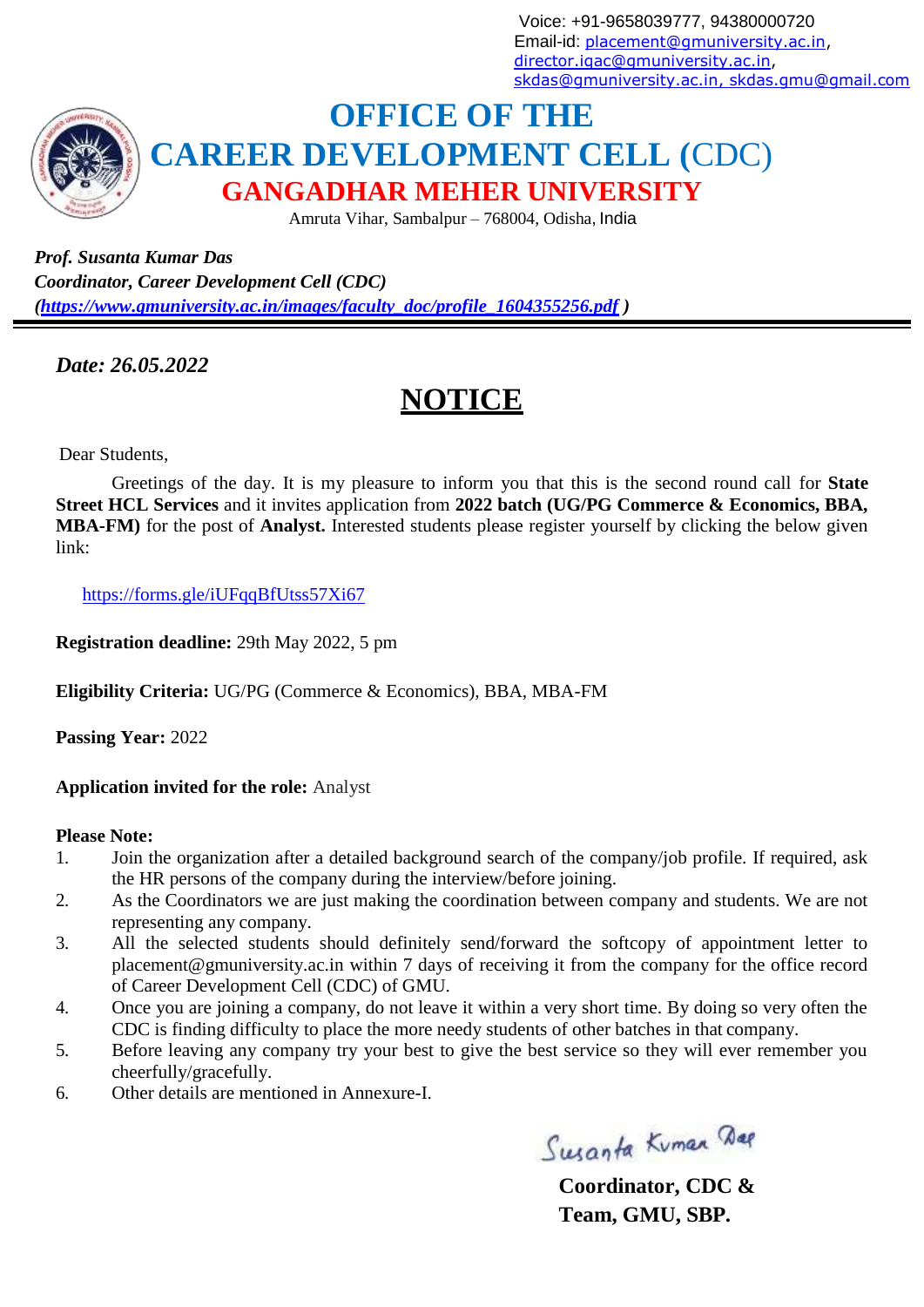Voice: +91-9658039777, 94380000720
Email-id: placement@gmuniversity.ac.in, director.iqac@gmuniversity.ac.in, skdas@gmuniversity.ac.in, skdas.gmu@gmail.com

# OFFICE OF THE
# CAREER DEVELOPMENT CELL (CDC)
## GANGADHAR MEHER UNIVERSITY

Amruta Vihar, Sambalpur – 768004, Odisha, India

***Prof. Susanta Kumar Das***
***Coordinator, Career Development Cell (CDC)***
***(https://www.gmuniversity.ac.in/images/faculty_doc/profile_1604355256.pdf )***

---

***Date: 26.05.2022***

## NOTICE

Dear Students,

Greetings of the day. It is my pleasure to inform you that this is the second round call for **State Street HCL Services** and it invites application from **2022 batch (UG/PG Commerce & Economics, BBA, MBA-FM)** for the post of **Analyst.** Interested students please register yourself by clicking the below given link:

https://forms.gle/iUFqqBfUtss57Xi67

**Registration deadline:** 29th May 2022, 5 pm

**Eligibility Criteria:** UG/PG (Commerce & Economics), BBA, MBA-FM

**Passing Year:** 2022

**Application invited for the role:** Analyst

**Please Note:**

1. Join the organization after a detailed background search of the company/job profile. If required, ask the HR persons of the company during the interview/before joining.
2. As the Coordinators we are just making the coordination between company and students. We are not representing any company.
3. All the selected students should definitely send/forward the softcopy of appointment letter to placement@gmuniversity.ac.in within 7 days of receiving it from the company for the office record of Career Development Cell (CDC) of GMU.
4. Once you are joining a company, do not leave it within a very short time. By doing so very often the CDC is finding difficulty to place the more needy students of other batches in that company.
5. Before leaving any company try your best to give the best service so they will ever remember you cheerfully/gracefully.
6. Other details are mentioned in Annexure-I.

Susanta Kumar Das

**Coordinator, CDC &**
**Team, GMU, SBP.**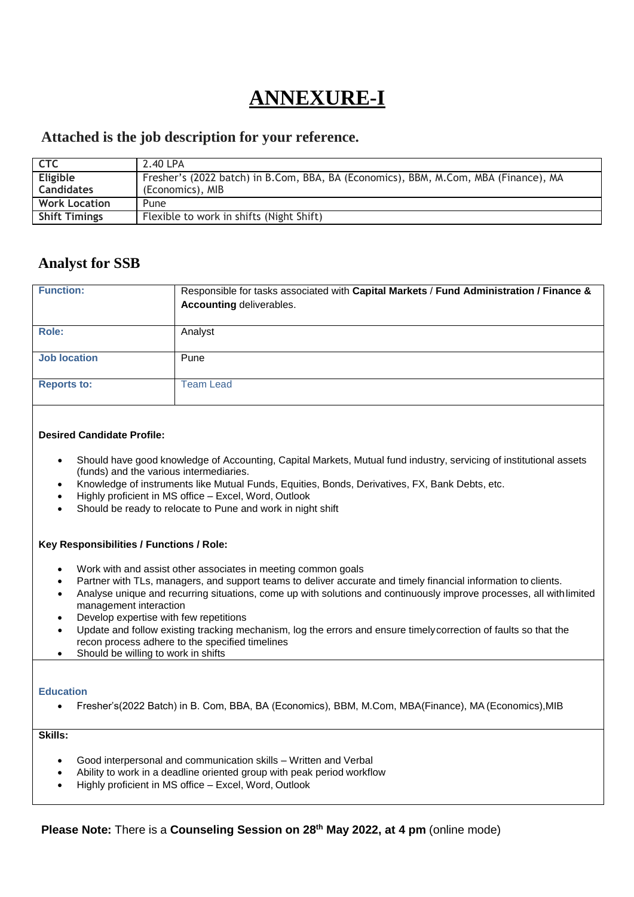# ANNEXURE-I

## Attached is the job description for your reference.

| | |
|---|---|
| **CTC** | 2.40 LPA |
| **Eligible Candidates** | Fresher's (2022 batch) in B.Com, BBA, BA (Economics), BBM, M.Com, MBA (Finance), MA (Economics), MIB |
| **Work Location** | Pune |
| **Shift Timings** | Flexible to work in shifts (Night Shift) |

## Analyst for SSB

| | |
|---|---|
| **Function:** | Responsible for tasks associated with **Capital Markets** / **Fund Administration / Finance & Accounting** deliverables. |
| **Role:** | Analyst |
| **Job location** | Pune |
| **Reports to:** | Team Lead |

**Desired Candidate Profile:**

- Should have good knowledge of Accounting, Capital Markets, Mutual fund industry, servicing of institutional assets (funds) and the various intermediaries.
- Knowledge of instruments like Mutual Funds, Equities, Bonds, Derivatives, FX, Bank Debts, etc.
- Highly proficient in MS office – Excel, Word, Outlook
- Should be ready to relocate to Pune and work in night shift

**Key Responsibilities / Functions / Role:**

- Work with and assist other associates in meeting common goals
- Partner with TLs, managers, and support teams to deliver accurate and timely financial information to clients.
- Analyse unique and recurring situations, come up with solutions and continuously improve processes, all with limited management interaction
- Develop expertise with few repetitions
- Update and follow existing tracking mechanism, log the errors and ensure timely correction of faults so that the recon process adhere to the specified timelines
- Should be willing to work in shifts

**Education**

- Fresher's(2022 Batch) in B. Com, BBA, BA (Economics), BBM, M.Com, MBA(Finance), MA (Economics),MIB

**Skills:**

- Good interpersonal and communication skills – Written and Verbal
- Ability to work in a deadline oriented group with peak period workflow
- Highly proficient in MS office – Excel, Word, Outlook

**Please Note:** There is a **Counseling Session on 28th May 2022, at 4 pm** (online mode)